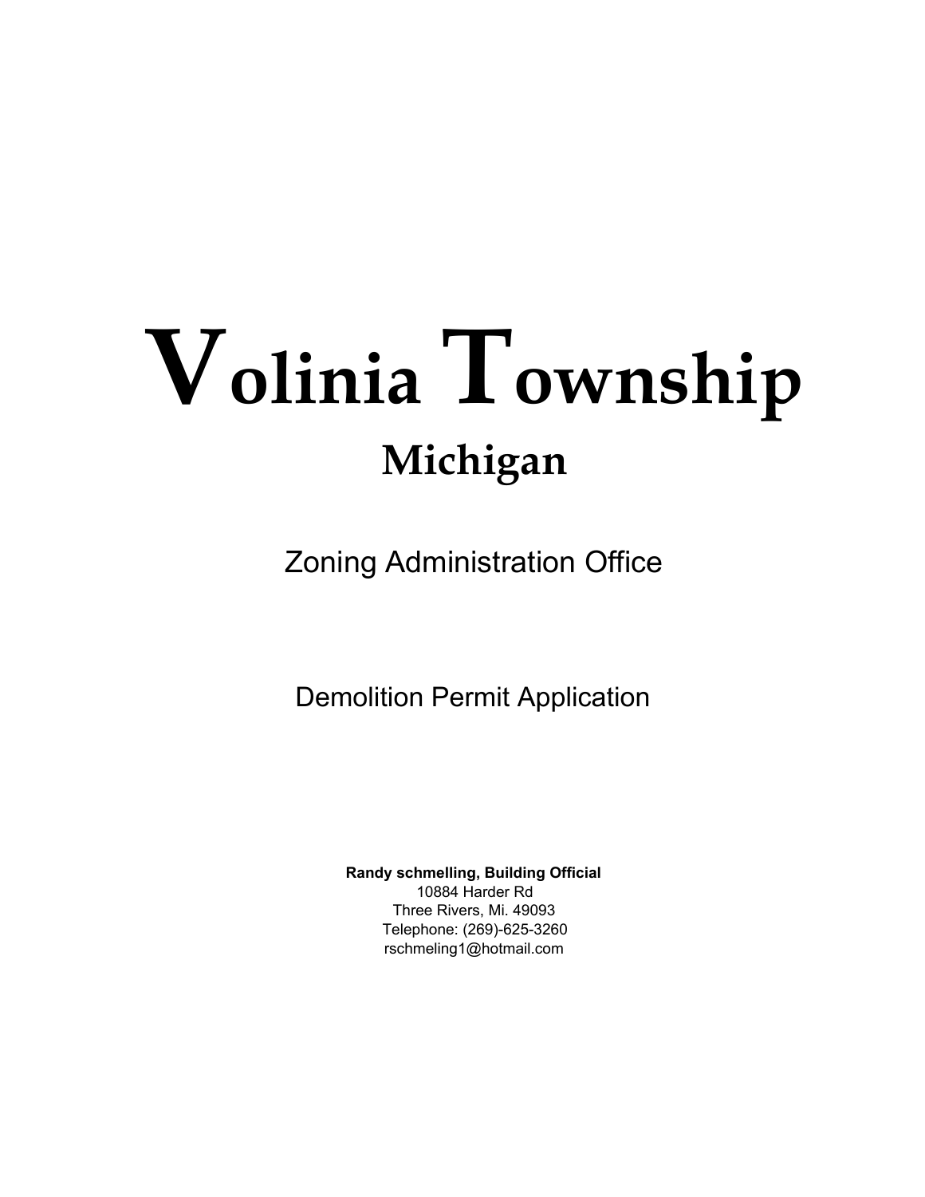# Volinia Township

## Michigan

Zoning Administration Office

Demolition Permit Application

**Randy schmelling, Building Official**
10884 Harder Rd
Three Rivers, Mi. 49093
Telephone: (269)-625-3260
rschmeling1@hotmail.com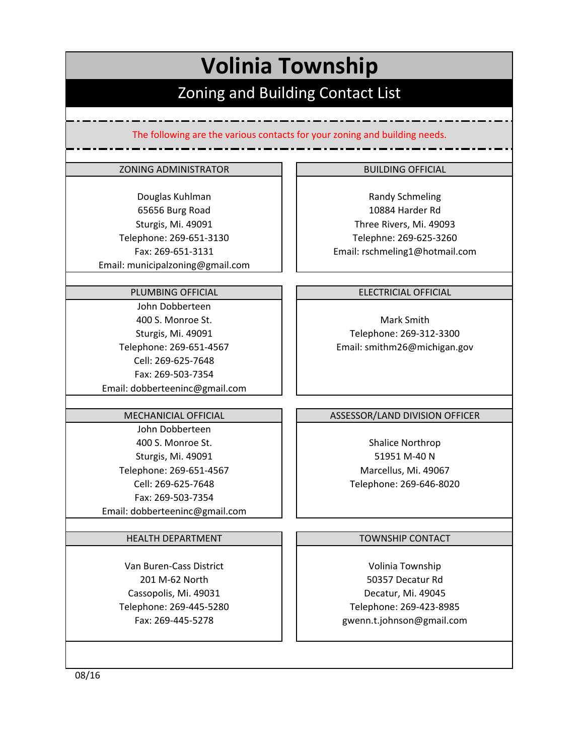# Volinia Township

## Zoning and Building Contact List

The following are the various contacts for your zoning and building needs.

### ZONING ADMINISTRATOR

Douglas Kuhlman
65656 Burg Road
Sturgis, Mi. 49091
Telephone: 269-651-3130
Fax: 269-651-3131
Email: municipalzoning@gmail.com

### BUILDING OFFICIAL

Randy Schmeling
10884 Harder Rd
Three Rivers, Mi. 49093
Telephne: 269-625-3260
Email: rschmeling1@hotmail.com

### PLUMBING OFFICIAL

John Dobberteen
400 S. Monroe St.
Sturgis, Mi. 49091
Telephone: 269-651-4567
Cell: 269-625-7648
Fax: 269-503-7354
Email: dobberteeninc@gmail.com

### ELECTRICIAL OFFICIAL

Mark Smith
Telephone: 269-312-3300
Email: smithm26@michigan.gov

### MECHANICIAL OFFICIAL

John Dobberteen
400 S. Monroe St.
Sturgis, Mi. 49091
Telephone: 269-651-4567
Cell: 269-625-7648
Fax: 269-503-7354
Email: dobberteeninc@gmail.com

### ASSESSOR/LAND DIVISION OFFICER

Shalice Northrop
51951 M-40 N
Marcellus, Mi. 49067
Telephone: 269-646-8020

### HEALTH DEPARTMENT

Van Buren-Cass District
201 M-62 North
Cassopolis, Mi. 49031
Telephone: 269-445-5280
Fax: 269-445-5278

### TOWNSHIP CONTACT

Volinia Township
50357 Decatur Rd
Decatur, Mi. 49045
Telephone: 269-423-8985
gwenn.t.johnson@gmail.com

08/16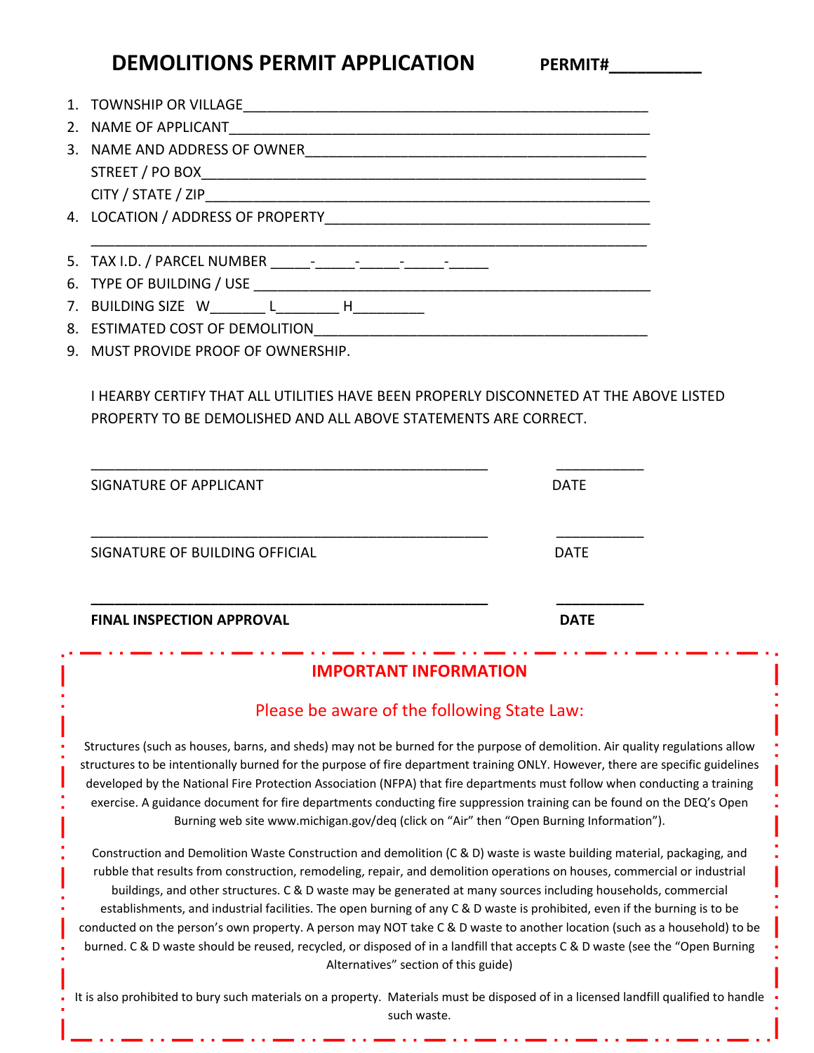# DEMOLITIONS PERMIT APPLICATION

**PERMIT#__________**

1. TOWNSHIP OR VILLAGE_______________________________________________
2. NAME OF APPLICANT_______________________________________________
3. NAME AND ADDRESS OF OWNER_________________________________________
   STREET / PO BOX_______________________________________________
   CITY / STATE / ZIP_______________________________________________
4. LOCATION / ADDRESS OF PROPERTY_____________________________________
   _______________________________________________________________
5. TAX I.D. / PARCEL NUMBER _____-_____-_____-_____-_____
6. TYPE OF BUILDING / USE _______________________________________________
7. BUILDING SIZE W_______ L________ H_________
8. ESTIMATED COST OF DEMOLITION_______________________________________
9. MUST PROVIDE PROOF OF OWNERSHIP.

I HEARBY CERTIFY THAT ALL UTILITIES HAVE BEEN PROPERLY DISCONNETED AT THE ABOVE LISTED PROPERTY TO BE DEMOLISHED AND ALL ABOVE STATEMENTS ARE CORRECT.

_______________________________________________ ___________

SIGNATURE OF APPLICANT DATE

_______________________________________________ ___________

SIGNATURE OF BUILDING OFFICIAL DATE

_______________________________________________ ___________

**FINAL INSPECTION APPROVAL** **DATE**

## IMPORTANT INFORMATION

### Please be aware of the following State Law:

Structures (such as houses, barns, and sheds) may not be burned for the purpose of demolition. Air quality regulations allow structures to be intentionally burned for the purpose of fire department training ONLY. However, there are specific guidelines developed by the National Fire Protection Association (NFPA) that fire departments must follow when conducting a training exercise. A guidance document for fire departments conducting fire suppression training can be found on the DEQ's Open Burning web site www.michigan.gov/deq (click on "Air" then "Open Burning Information").

Construction and Demolition Waste Construction and demolition (C & D) waste is waste building material, packaging, and rubble that results from construction, remodeling, repair, and demolition operations on houses, commercial or industrial buildings, and other structures. C & D waste may be generated at many sources including households, commercial establishments, and industrial facilities. The open burning of any C & D waste is prohibited, even if the burning is to be conducted on the person's own property. A person may NOT take C & D waste to another location (such as a household) to be burned. C & D waste should be reused, recycled, or disposed of in a landfill that accepts C & D waste (see the "Open Burning Alternatives" section of this guide)

It is also prohibited to bury such materials on a property. Materials must be disposed of in a licensed landfill qualified to handle such waste.